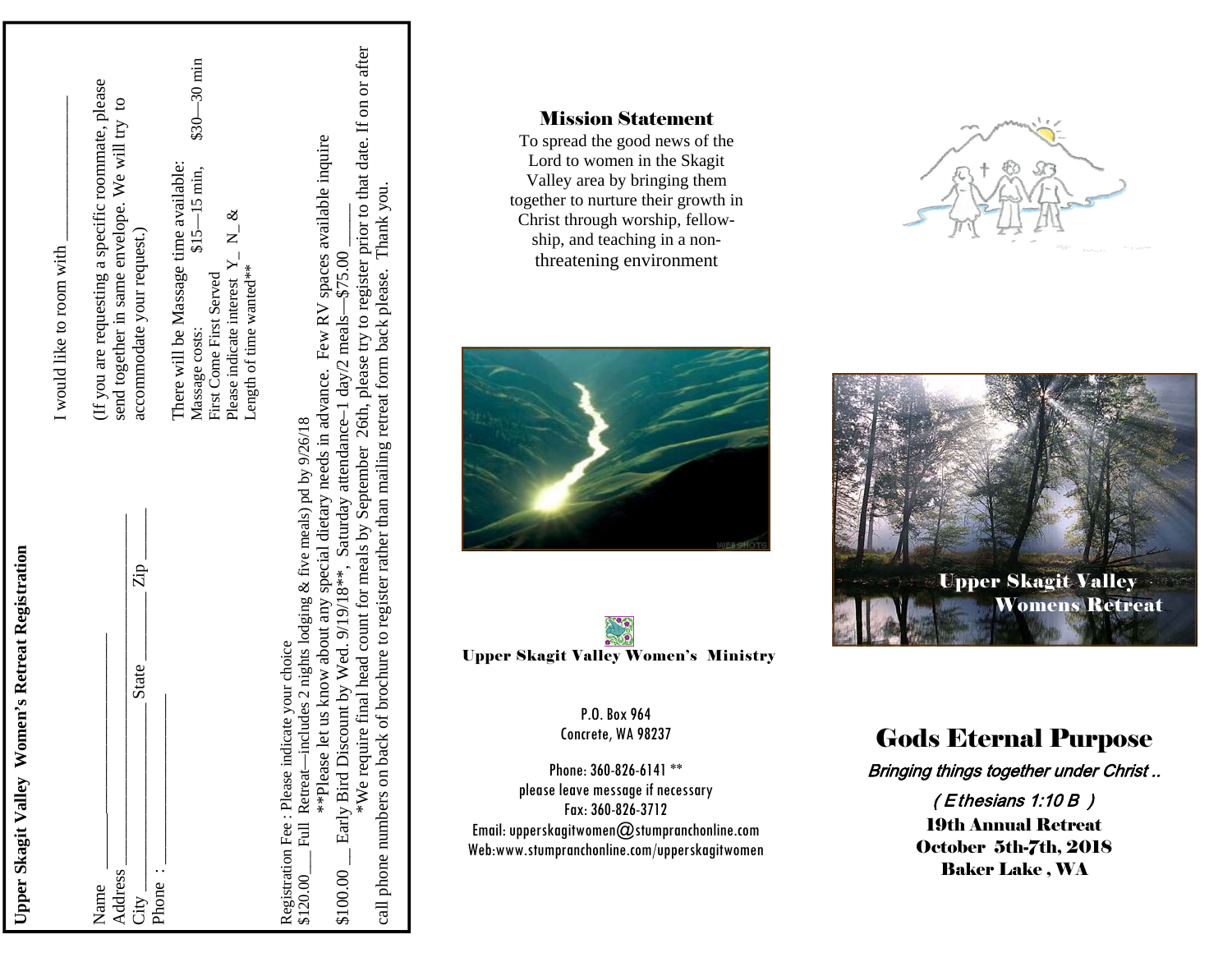**Upper Skagit Valley Women's Retreat Registration**

Name ____________________

Address ____________________

City ________________ State ________ Zip ________

Phone : ________________

I would like to room with ________________

(If you are requesting a specific roommate, please send together in same envelope. We will try to accommodate your request.)

There will be Massage time available:
Massage costs: $15—15 min, $30—30 min
First Come First Served
Please indicate interest Y_ N_ &
Length of time wanted**

Registration Fee : Please indicate your choice

$120.00___ Full Retreat—includes 2 nights lodging & five meals) pd by 9/26/18

**Please let us know about any special dietary needs in advance. Few RV spaces available inquire

$100.00 __ Early Bird Discount by Wed. 9/19/18**, Saturday attendance–1 day/2 meals—$75.00 _____

*We require final head count for meals by September 26th, please try to register prior to that date. If on or after call phone numbers on back of brochure to register rather than mailing retreat form back please. Thank you.

## Mission Statement

To spread the good news of the Lord to women in the Skagit Valley area by bringing them together to nurture their growth in Christ through worship, fellowship, and teaching in a non-threatening environment

**Upper Skagit Valley Women's Ministry**

P.O. Box 964
Concrete, WA 98237

Phone: 360-826-6141 **
please leave message if necessary
Fax: 360-826-3712
Email: upperskagitwomen@stumpranchonline.com
Web:www.stumpranchonline.com/upperskagitwomen

Upper Skagit Valley
Womens Retreat

# Gods Eternal Purpose

*Bringing things together under Christ ..*

*( Ethesians 1:10 B )*

**19th Annual Retreat**
**October 5th-7th, 2018**
**Baker Lake , WA**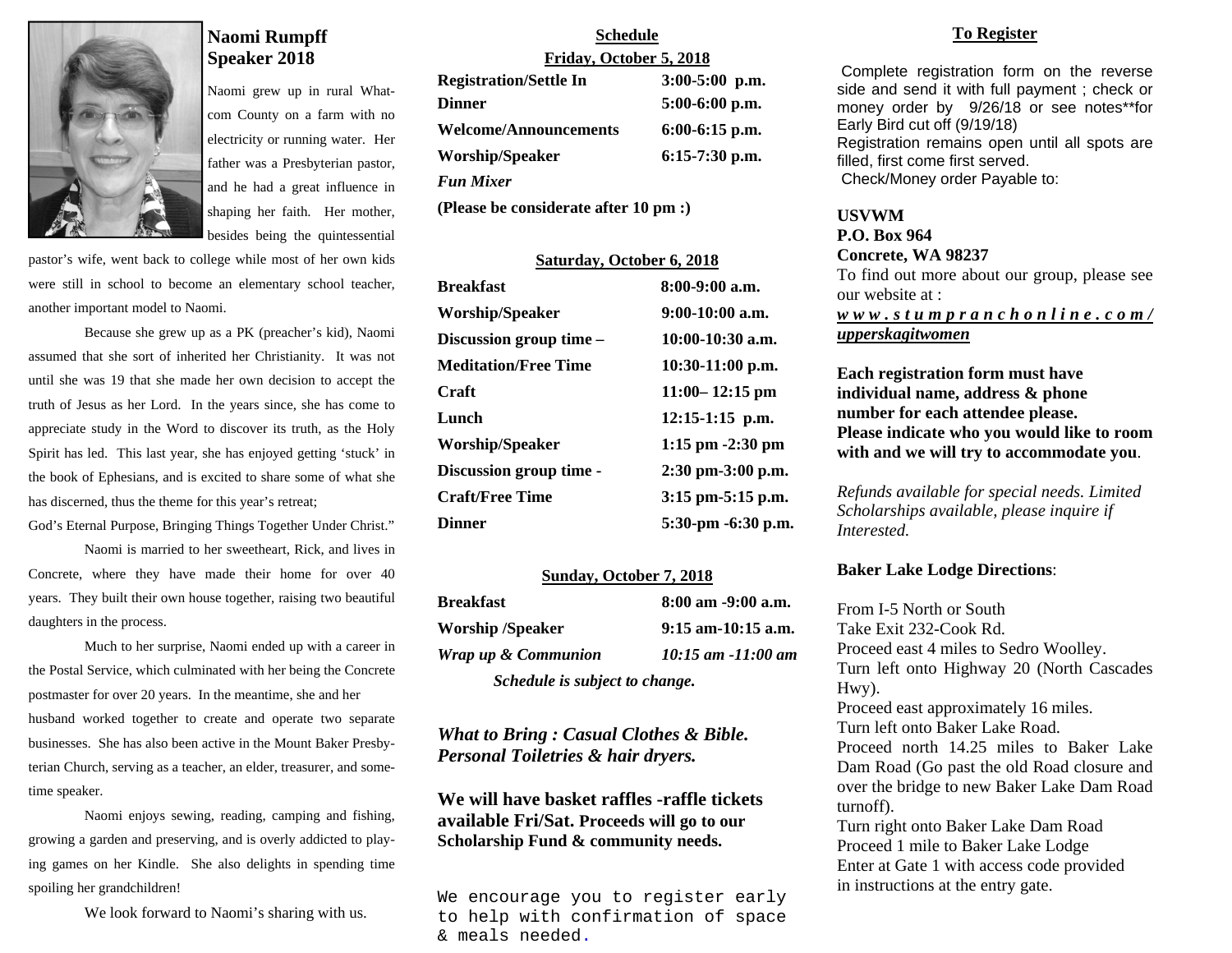## Naomi Rumpff
## Speaker 2018

Naomi grew up in rural Whatcom County on a farm with no electricity or running water. Her father was a Presbyterian pastor, and he had a great influence in shaping her faith. Her mother, besides being the quintessential pastor's wife, went back to college while most of her own kids were still in school to become an elementary school teacher, another important model to Naomi.

Because she grew up as a PK (preacher's kid), Naomi assumed that she sort of inherited her Christianity. It was not until she was 19 that she made her own decision to accept the truth of Jesus as her Lord. In the years since, she has come to appreciate study in the Word to discover its truth, as the Holy Spirit has led. This last year, she has enjoyed getting 'stuck' in the book of Ephesians, and is excited to share some of what she has discerned, thus the theme for this year's retreat; God's Eternal Purpose, Bringing Things Together Under Christ."

Naomi is married to her sweetheart, Rick, and lives in Concrete, where they have made their home for over 40 years. They built their own house together, raising two beautiful daughters in the process.

Much to her surprise, Naomi ended up with a career in the Postal Service, which culminated with her being the Concrete postmaster for over 20 years. In the meantime, she and her husband worked together to create and operate two separate businesses. She has also been active in the Mount Baker Presbyterian Church, serving as a teacher, an elder, treasurer, and sometime speaker.

Naomi enjoys sewing, reading, camping and fishing, growing a garden and preserving, and is overly addicted to playing games on her Kindle. She also delights in spending time spoiling her grandchildren!

We look forward to Naomi's sharing with us.

## Schedule

**Friday, October 5, 2018**

| | |
|---|---|
| **Registration/Settle In** | **3:00-5:00 p.m.** |
| **Dinner** | **5:00-6:00 p.m.** |
| **Welcome/Announcements** | **6:00-6:15 p.m.** |
| **Worship/Speaker** | **6:15-7:30 p.m.** |
| ***Fun Mixer*** | |

**(Please be considerate after 10 pm :)**

**Saturday, October 6, 2018**

| | |
|---|---|
| **Breakfast** | **8:00-9:00 a.m.** |
| **Worship/Speaker** | **9:00-10:00 a.m.** |
| **Discussion group time –** | **10:00-10:30 a.m.** |
| **Meditation/Free Time** | **10:30-11:00 p.m.** |
| **Craft** | **11:00– 12:15 pm** |
| **Lunch** | **12:15-1:15 p.m.** |
| **Worship/Speaker** | **1:15 pm -2:30 pm** |
| **Discussion group time -** | **2:30 pm-3:00 p.m.** |
| **Craft/Free Time** | **3:15 pm-5:15 p.m.** |
| **Dinner** | **5:30-pm -6:30 p.m.** |

**Sunday, October 7, 2018**

| | |
|---|---|
| **Breakfast** | **8:00 am -9:00 a.m.** |
| **Worship /Speaker** | **9:15 am-10:15 a.m.** |
| ***Wrap up & Communion*** | ***10:15 am -11:00 am*** |

***Schedule is subject to change.***

***What to Bring : Casual Clothes & Bible. Personal Toiletries & hair dryers.***

**We will have basket raffles -raffle tickets available Fri/Sat. Proceeds will go to our Scholarship Fund & community needs.**

We encourage you to register early to help with confirmation of space & meals needed.

## To Register

Complete registration form on the reverse side and send it with full payment ; check or money order by 9/26/18 or see notes**for Early Bird cut off (9/19/18)
Registration remains open until all spots are filled, first come first served.
Check/Money order Payable to:

**USVWM**
**P.O. Box 964**
**Concrete, WA 98237**

To find out more about our group, please see our website at :
***www.stumpranchonline.com/upperskagitwomen***

**Each registration form must have individual name, address & phone number for each attendee please.**
**Please indicate who you would like to room with and we will try to accommodate you**.

*Refunds available for special needs. Limited Scholarships available, please inquire if Interested.*

**Baker Lake Lodge Directions**:

From I-5 North or South
Take Exit 232-Cook Rd.
Proceed east 4 miles to Sedro Woolley.
Turn left onto Highway 20 (North Cascades Hwy).
Proceed east approximately 16 miles.
Turn left onto Baker Lake Road.
Proceed north 14.25 miles to Baker Lake Dam Road (Go past the old Road closure and over the bridge to new Baker Lake Dam Road turnoff).
Turn right onto Baker Lake Dam Road
Proceed 1 mile to Baker Lake Lodge
Enter at Gate 1 with access code provided in instructions at the entry gate.